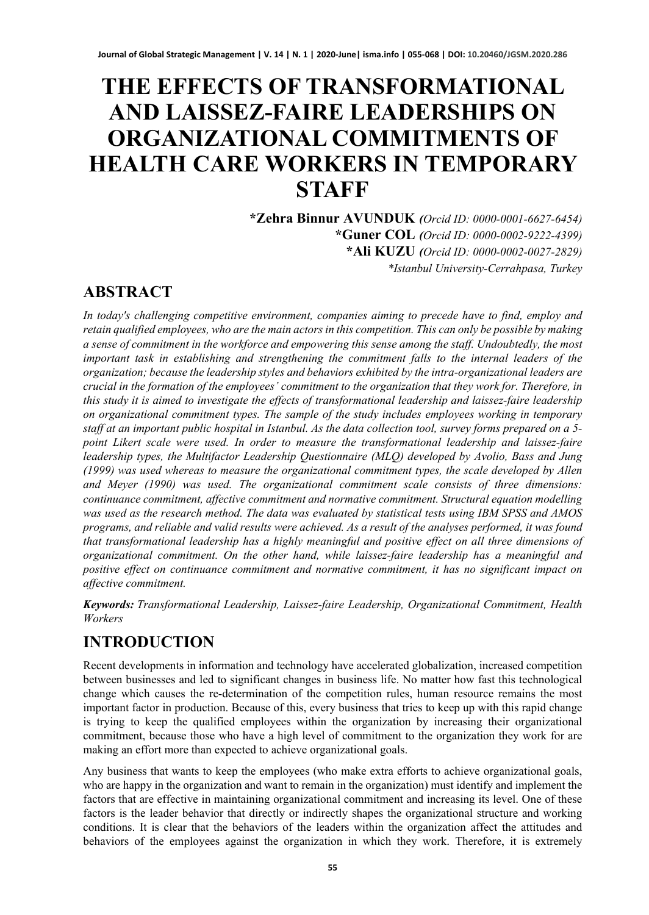# THE EFFECTS OF TRANSFORMATIONAL AND LAISSEZ-FAIRE LEADERSHIPS ON ORGANIZATIONAL COMMITMENTS OF HEALTH CARE WORKERS IN TEMPORARY STAFF

**\*Zehra Binnur AVUNDUK** *(Orcid ID: 0000-0001-6627-6454)*
**\*Guner COL** *(Orcid ID: 0000-0002-9222-4399)*
**\*Ali KUZU** *(Orcid ID: 0000-0002-0027-2829)*
*\*Istanbul University-Cerrahpasa, Turkey*

## ABSTRACT

*In today's challenging competitive environment, companies aiming to precede have to find, employ and retain qualified employees, who are the main actors in this competition. This can only be possible by making a sense of commitment in the workforce and empowering this sense among the staff. Undoubtedly, the most important task in establishing and strengthening the commitment falls to the internal leaders of the organization; because the leadership styles and behaviors exhibited by the intra-organizational leaders are crucial in the formation of the employees' commitment to the organization that they work for. Therefore, in this study it is aimed to investigate the effects of transformational leadership and laissez-faire leadership on organizational commitment types. The sample of the study includes employees working in temporary staff at an important public hospital in Istanbul. As the data collection tool, survey forms prepared on a 5-point Likert scale were used. In order to measure the transformational leadership and laissez-faire leadership types, the Multifactor Leadership Questionnaire (MLQ) developed by Avolio, Bass and Jung (1999) was used whereas to measure the organizational commitment types, the scale developed by Allen and Meyer (1990) was used. The organizational commitment scale consists of three dimensions: continuance commitment, affective commitment and normative commitment. Structural equation modelling was used as the research method. The data was evaluated by statistical tests using IBM SPSS and AMOS programs, and reliable and valid results were achieved. As a result of the analyses performed, it was found that transformational leadership has a highly meaningful and positive effect on all three dimensions of organizational commitment. On the other hand, while laissez-faire leadership has a meaningful and positive effect on continuance commitment and normative commitment, it has no significant impact on affective commitment.*

***Keywords:*** *Transformational Leadership, Laissez-faire Leadership, Organizational Commitment, Health Workers*

## INTRODUCTION

Recent developments in information and technology have accelerated globalization, increased competition between businesses and led to significant changes in business life. No matter how fast this technological change which causes the re-determination of the competition rules, human resource remains the most important factor in production. Because of this, every business that tries to keep up with this rapid change is trying to keep the qualified employees within the organization by increasing their organizational commitment, because those who have a high level of commitment to the organization they work for are making an effort more than expected to achieve organizational goals.

Any business that wants to keep the employees (who make extra efforts to achieve organizational goals, who are happy in the organization and want to remain in the organization) must identify and implement the factors that are effective in maintaining organizational commitment and increasing its level. One of these factors is the leader behavior that directly or indirectly shapes the organizational structure and working conditions. It is clear that the behaviors of the leaders within the organization affect the attitudes and behaviors of the employees against the organization in which they work. Therefore, it is extremely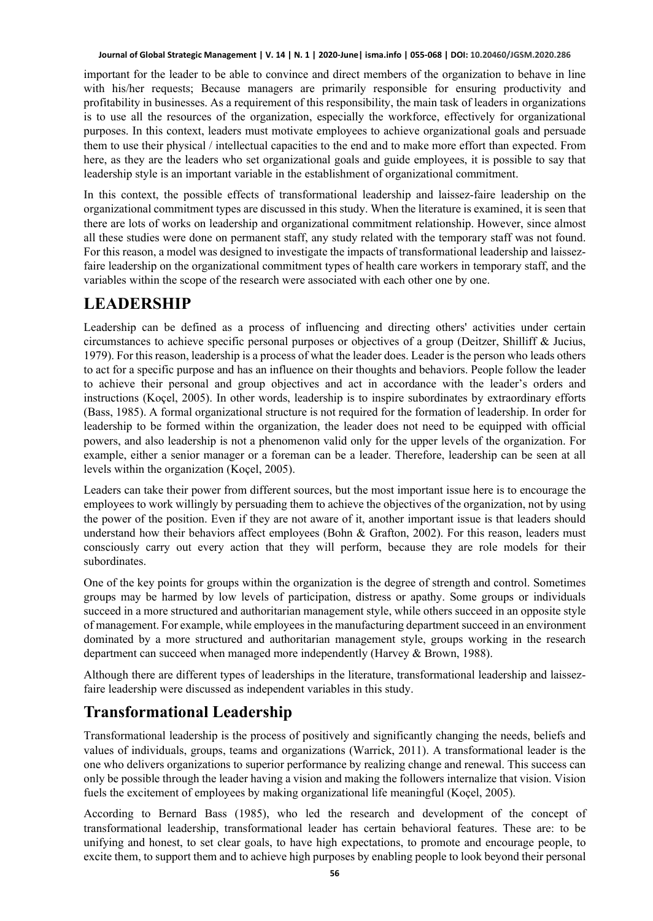important for the leader to be able to convince and direct members of the organization to behave in line with his/her requests; Because managers are primarily responsible for ensuring productivity and profitability in businesses. As a requirement of this responsibility, the main task of leaders in organizations is to use all the resources of the organization, especially the workforce, effectively for organizational purposes. In this context, leaders must motivate employees to achieve organizational goals and persuade them to use their physical / intellectual capacities to the end and to make more effort than expected. From here, as they are the leaders who set organizational goals and guide employees, it is possible to say that leadership style is an important variable in the establishment of organizational commitment.

In this context, the possible effects of transformational leadership and laissez-faire leadership on the organizational commitment types are discussed in this study. When the literature is examined, it is seen that there are lots of works on leadership and organizational commitment relationship. However, since almost all these studies were done on permanent staff, any study related with the temporary staff was not found. For this reason, a model was designed to investigate the impacts of transformational leadership and laissez-faire leadership on the organizational commitment types of health care workers in temporary staff, and the variables within the scope of the research were associated with each other one by one.

# LEADERSHIP

Leadership can be defined as a process of influencing and directing others' activities under certain circumstances to achieve specific personal purposes or objectives of a group (Deitzer, Shilliff & Jucius, 1979). For this reason, leadership is a process of what the leader does. Leader is the person who leads others to act for a specific purpose and has an influence on their thoughts and behaviors. People follow the leader to achieve their personal and group objectives and act in accordance with the leader's orders and instructions (Koçel, 2005). In other words, leadership is to inspire subordinates by extraordinary efforts (Bass, 1985). A formal organizational structure is not required for the formation of leadership. In order for leadership to be formed within the organization, the leader does not need to be equipped with official powers, and also leadership is not a phenomenon valid only for the upper levels of the organization. For example, either a senior manager or a foreman can be a leader. Therefore, leadership can be seen at all levels within the organization (Koçel, 2005).

Leaders can take their power from different sources, but the most important issue here is to encourage the employees to work willingly by persuading them to achieve the objectives of the organization, not by using the power of the position. Even if they are not aware of it, another important issue is that leaders should understand how their behaviors affect employees (Bohn & Grafton, 2002). For this reason, leaders must consciously carry out every action that they will perform, because they are role models for their subordinates.

One of the key points for groups within the organization is the degree of strength and control. Sometimes groups may be harmed by low levels of participation, distress or apathy. Some groups or individuals succeed in a more structured and authoritarian management style, while others succeed in an opposite style of management. For example, while employees in the manufacturing department succeed in an environment dominated by a more structured and authoritarian management style, groups working in the research department can succeed when managed more independently (Harvey & Brown, 1988).

Although there are different types of leaderships in the literature, transformational leadership and laissez-faire leadership were discussed as independent variables in this study.

## Transformational Leadership

Transformational leadership is the process of positively and significantly changing the needs, beliefs and values of individuals, groups, teams and organizations (Warrick, 2011). A transformational leader is the one who delivers organizations to superior performance by realizing change and renewal. This success can only be possible through the leader having a vision and making the followers internalize that vision. Vision fuels the excitement of employees by making organizational life meaningful (Koçel, 2005).

According to Bernard Bass (1985), who led the research and development of the concept of transformational leadership, transformational leader has certain behavioral features. These are: to be unifying and honest, to set clear goals, to have high expectations, to promote and encourage people, to excite them, to support them and to achieve high purposes by enabling people to look beyond their personal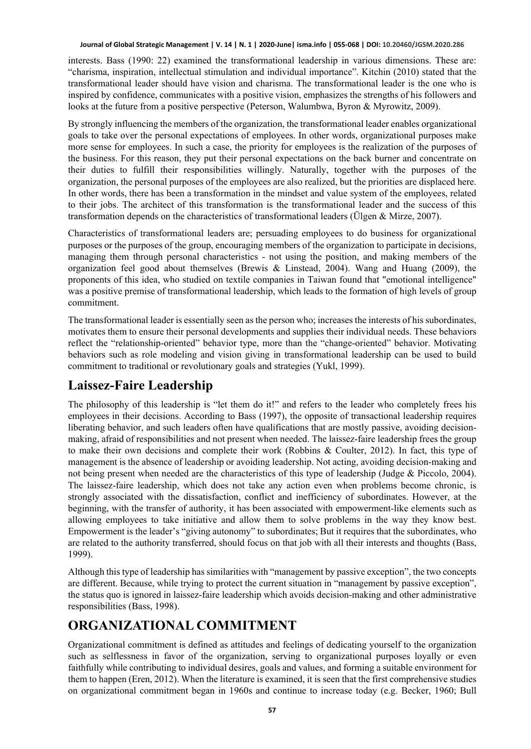interests. Bass (1990: 22) examined the transformational leadership in various dimensions. These are: "charisma, inspiration, intellectual stimulation and individual importance". Kitchin (2010) stated that the transformational leader should have vision and charisma. The transformational leader is the one who is inspired by confidence, communicates with a positive vision, emphasizes the strengths of his followers and looks at the future from a positive perspective (Peterson, Walumbwa, Byron & Myrowitz, 2009).

By strongly influencing the members of the organization, the transformational leader enables organizational goals to take over the personal expectations of employees. In other words, organizational purposes make more sense for employees. In such a case, the priority for employees is the realization of the purposes of the business. For this reason, they put their personal expectations on the back burner and concentrate on their duties to fulfill their responsibilities willingly. Naturally, together with the purposes of the organization, the personal purposes of the employees are also realized, but the priorities are displaced here. In other words, there has been a transformation in the mindset and value system of the employees, related to their jobs. The architect of this transformation is the transformational leader and the success of this transformation depends on the characteristics of transformational leaders (Ülgen & Mirze, 2007).

Characteristics of transformational leaders are; persuading employees to do business for organizational purposes or the purposes of the group, encouraging members of the organization to participate in decisions, managing them through personal characteristics - not using the position, and making members of the organization feel good about themselves (Brewis & Linstead, 2004). Wang and Huang (2009), the proponents of this idea, who studied on textile companies in Taiwan found that "emotional intelligence" was a positive premise of transformational leadership, which leads to the formation of high levels of group commitment.

The transformational leader is essentially seen as the person who; increases the interests of his subordinates, motivates them to ensure their personal developments and supplies their individual needs. These behaviors reflect the "relationship-oriented" behavior type, more than the "change-oriented" behavior. Motivating behaviors such as role modeling and vision giving in transformational leadership can be used to build commitment to traditional or revolutionary goals and strategies (Yukl, 1999).

## Laissez-Faire Leadership

The philosophy of this leadership is "let them do it!" and refers to the leader who completely frees his employees in their decisions. According to Bass (1997), the opposite of transactional leadership requires liberating behavior, and such leaders often have qualifications that are mostly passive, avoiding decision-making, afraid of responsibilities and not present when needed. The laissez-faire leadership frees the group to make their own decisions and complete their work (Robbins & Coulter, 2012). In fact, this type of management is the absence of leadership or avoiding leadership. Not acting, avoiding decision-making and not being present when needed are the characteristics of this type of leadership (Judge & Piccolo, 2004). The laissez-faire leadership, which does not take any action even when problems become chronic, is strongly associated with the dissatisfaction, conflict and inefficiency of subordinates. However, at the beginning, with the transfer of authority, it has been associated with empowerment-like elements such as allowing employees to take initiative and allow them to solve problems in the way they know best. Empowerment is the leader's "giving autonomy" to subordinates; But it requires that the subordinates, who are related to the authority transferred, should focus on that job with all their interests and thoughts (Bass, 1999).

Although this type of leadership has similarities with "management by passive exception", the two concepts are different. Because, while trying to protect the current situation in "management by passive exception", the status quo is ignored in laissez-faire leadership which avoids decision-making and other administrative responsibilities (Bass, 1998).

# ORGANIZATIONAL COMMITMENT

Organizational commitment is defined as attitudes and feelings of dedicating yourself to the organization such as selflessness in favor of the organization, serving to organizational purposes loyally or even faithfully while contributing to individual desires, goals and values, and forming a suitable environment for them to happen (Eren, 2012). When the literature is examined, it is seen that the first comprehensive studies on organizational commitment began in 1960s and continue to increase today (e.g. Becker, 1960; Bull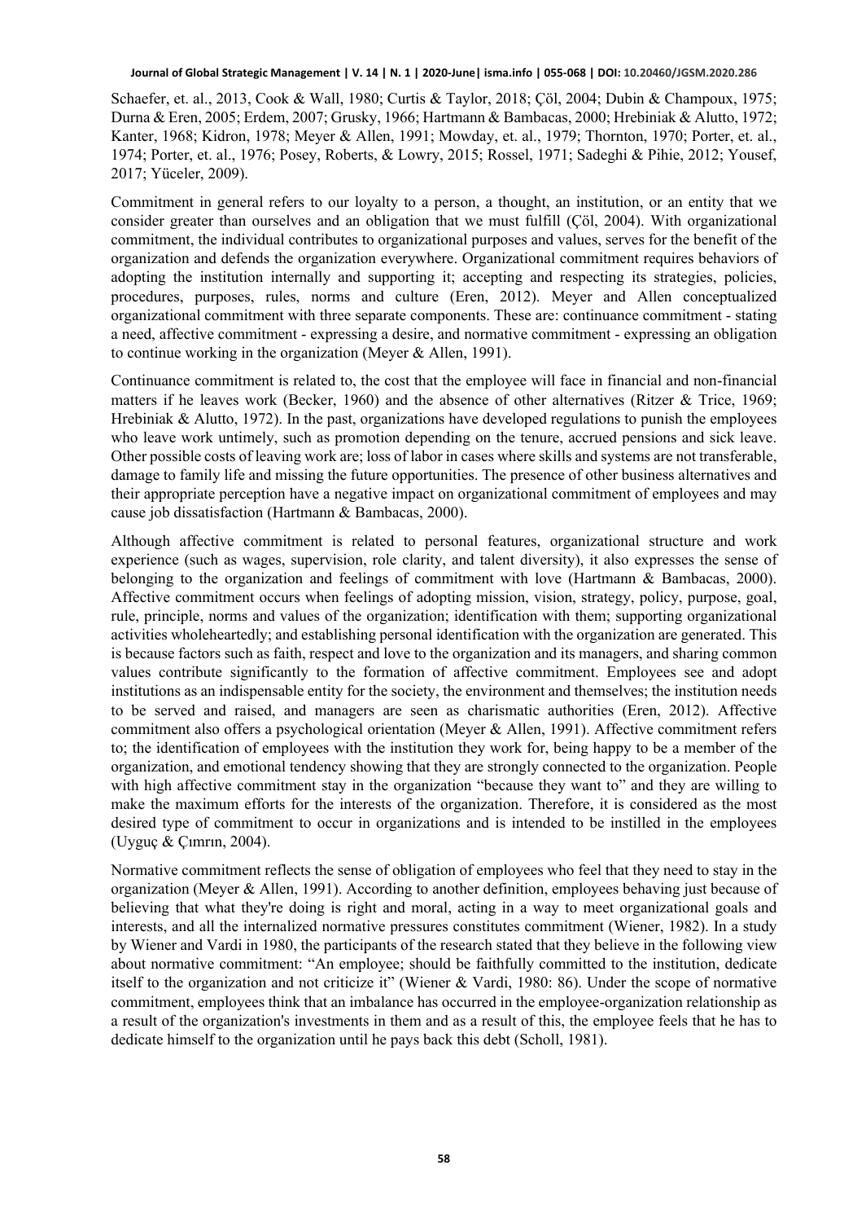Schaefer, et. al., 2013, Cook & Wall, 1980; Curtis & Taylor, 2018; Çöl, 2004; Dubin & Champoux, 1975; Durna & Eren, 2005; Erdem, 2007; Grusky, 1966; Hartmann & Bambacas, 2000; Hrebiniak & Alutto, 1972; Kanter, 1968; Kidron, 1978; Meyer & Allen, 1991; Mowday, et. al., 1979; Thornton, 1970; Porter, et. al., 1974; Porter, et. al., 1976; Posey, Roberts, & Lowry, 2015; Rossel, 1971; Sadeghi & Pihie, 2012; Yousef, 2017; Yüceler, 2009).

Commitment in general refers to our loyalty to a person, a thought, an institution, or an entity that we consider greater than ourselves and an obligation that we must fulfill (Çöl, 2004). With organizational commitment, the individual contributes to organizational purposes and values, serves for the benefit of the organization and defends the organization everywhere. Organizational commitment requires behaviors of adopting the institution internally and supporting it; accepting and respecting its strategies, policies, procedures, purposes, rules, norms and culture (Eren, 2012). Meyer and Allen conceptualized organizational commitment with three separate components. These are: continuance commitment - stating a need, affective commitment - expressing a desire, and normative commitment - expressing an obligation to continue working in the organization (Meyer & Allen, 1991).

Continuance commitment is related to, the cost that the employee will face in financial and non-financial matters if he leaves work (Becker, 1960) and the absence of other alternatives (Ritzer & Trice, 1969; Hrebiniak & Alutto, 1972). In the past, organizations have developed regulations to punish the employees who leave work untimely, such as promotion depending on the tenure, accrued pensions and sick leave. Other possible costs of leaving work are; loss of labor in cases where skills and systems are not transferable, damage to family life and missing the future opportunities. The presence of other business alternatives and their appropriate perception have a negative impact on organizational commitment of employees and may cause job dissatisfaction (Hartmann & Bambacas, 2000).

Although affective commitment is related to personal features, organizational structure and work experience (such as wages, supervision, role clarity, and talent diversity), it also expresses the sense of belonging to the organization and feelings of commitment with love (Hartmann & Bambacas, 2000). Affective commitment occurs when feelings of adopting mission, vision, strategy, policy, purpose, goal, rule, principle, norms and values of the organization; identification with them; supporting organizational activities wholeheartedly; and establishing personal identification with the organization are generated. This is because factors such as faith, respect and love to the organization and its managers, and sharing common values contribute significantly to the formation of affective commitment. Employees see and adopt institutions as an indispensable entity for the society, the environment and themselves; the institution needs to be served and raised, and managers are seen as charismatic authorities (Eren, 2012). Affective commitment also offers a psychological orientation (Meyer & Allen, 1991). Affective commitment refers to; the identification of employees with the institution they work for, being happy to be a member of the organization, and emotional tendency showing that they are strongly connected to the organization. People with high affective commitment stay in the organization "because they want to" and they are willing to make the maximum efforts for the interests of the organization. Therefore, it is considered as the most desired type of commitment to occur in organizations and is intended to be instilled in the employees (Uyguç & Çımrın, 2004).

Normative commitment reflects the sense of obligation of employees who feel that they need to stay in the organization (Meyer & Allen, 1991). According to another definition, employees behaving just because of believing that what they're doing is right and moral, acting in a way to meet organizational goals and interests, and all the internalized normative pressures constitutes commitment (Wiener, 1982). In a study by Wiener and Vardi in 1980, the participants of the research stated that they believe in the following view about normative commitment: "An employee; should be faithfully committed to the institution, dedicate itself to the organization and not criticize it" (Wiener & Vardi, 1980: 86). Under the scope of normative commitment, employees think that an imbalance has occurred in the employee-organization relationship as a result of the organization's investments in them and as a result of this, the employee feels that he has to dedicate himself to the organization until he pays back this debt (Scholl, 1981).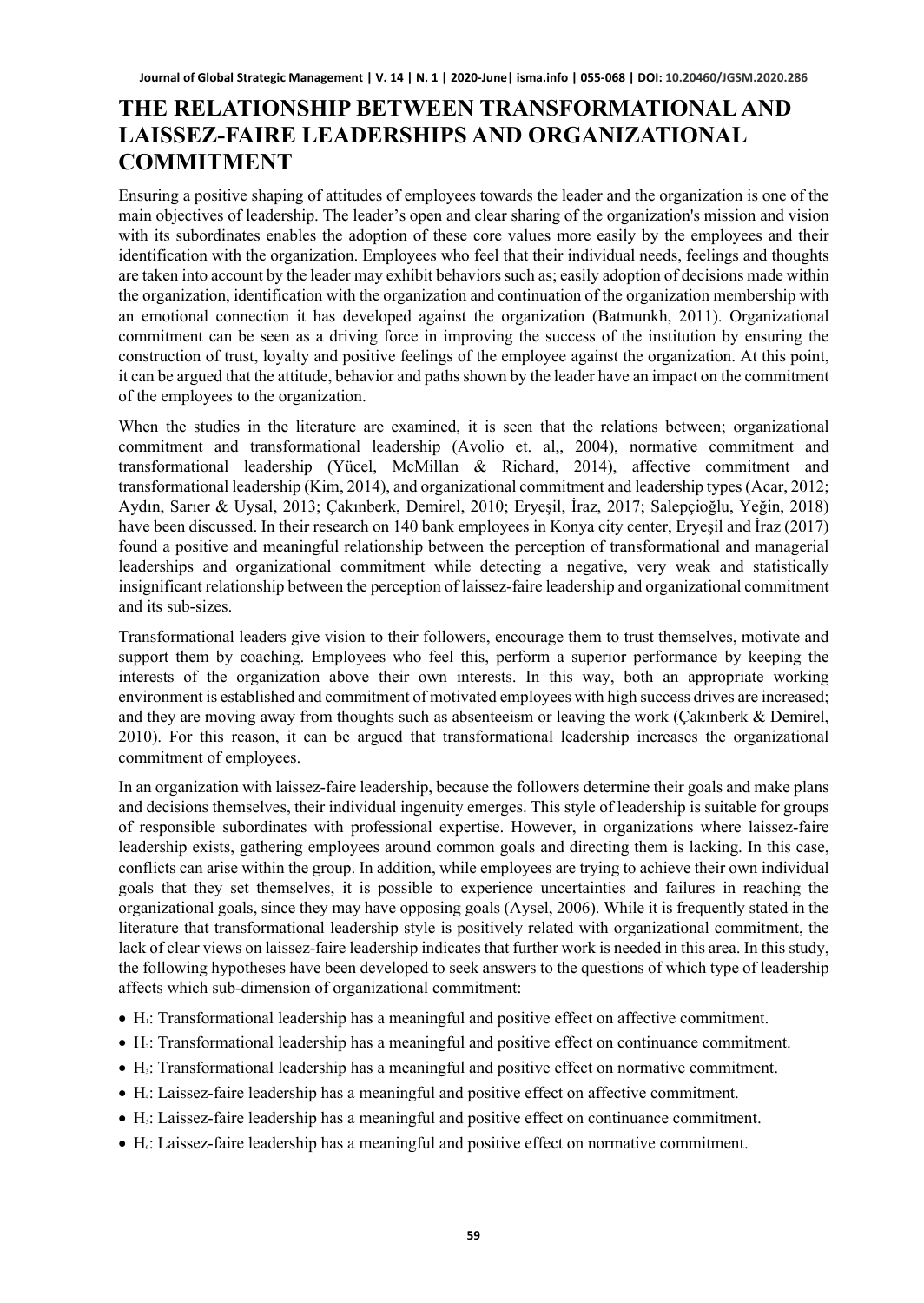## THE RELATIONSHIP BETWEEN TRANSFORMATIONAL AND LAISSEZ-FAIRE LEADERSHIPS AND ORGANIZATIONAL COMMITMENT

Ensuring a positive shaping of attitudes of employees towards the leader and the organization is one of the main objectives of leadership. The leader's open and clear sharing of the organization's mission and vision with its subordinates enables the adoption of these core values more easily by the employees and their identification with the organization. Employees who feel that their individual needs, feelings and thoughts are taken into account by the leader may exhibit behaviors such as; easily adoption of decisions made within the organization, identification with the organization and continuation of the organization membership with an emotional connection it has developed against the organization (Batmunkh, 2011). Organizational commitment can be seen as a driving force in improving the success of the institution by ensuring the construction of trust, loyalty and positive feelings of the employee against the organization. At this point, it can be argued that the attitude, behavior and paths shown by the leader have an impact on the commitment of the employees to the organization.

When the studies in the literature are examined, it is seen that the relations between; organizational commitment and transformational leadership (Avolio et. al,, 2004), normative commitment and transformational leadership (Yücel, McMillan & Richard, 2014), affective commitment and transformational leadership (Kim, 2014), and organizational commitment and leadership types (Acar, 2012; Aydın, Sarıer & Uysal, 2013; Çakınberk, Demirel, 2010; Eryeşil, İraz, 2017; Salepçioğlu, Yeğin, 2018) have been discussed. In their research on 140 bank employees in Konya city center, Eryeşil and İraz (2017) found a positive and meaningful relationship between the perception of transformational and managerial leaderships and organizational commitment while detecting a negative, very weak and statistically insignificant relationship between the perception of laissez-faire leadership and organizational commitment and its sub-sizes.

Transformational leaders give vision to their followers, encourage them to trust themselves, motivate and support them by coaching. Employees who feel this, perform a superior performance by keeping the interests of the organization above their own interests. In this way, both an appropriate working environment is established and commitment of motivated employees with high success drives are increased; and they are moving away from thoughts such as absenteeism or leaving the work (Çakınberk & Demirel, 2010). For this reason, it can be argued that transformational leadership increases the organizational commitment of employees.

In an organization with laissez-faire leadership, because the followers determine their goals and make plans and decisions themselves, their individual ingenuity emerges. This style of leadership is suitable for groups of responsible subordinates with professional expertise. However, in organizations where laissez-faire leadership exists, gathering employees around common goals and directing them is lacking. In this case, conflicts can arise within the group. In addition, while employees are trying to achieve their own individual goals that they set themselves, it is possible to experience uncertainties and failures in reaching the organizational goals, since they may have opposing goals (Aysel, 2006). While it is frequently stated in the literature that transformational leadership style is positively related with organizational commitment, the lack of clear views on laissez-faire leadership indicates that further work is needed in this area. In this study, the following hypotheses have been developed to seek answers to the questions of which type of leadership affects which sub-dimension of organizational commitment:

- $H_1$: Transformational leadership has a meaningful and positive effect on affective commitment.
- $H_2$: Transformational leadership has a meaningful and positive effect on continuance commitment.
- $H_3$: Transformational leadership has a meaningful and positive effect on normative commitment.
- $H_4$: Laissez-faire leadership has a meaningful and positive effect on affective commitment.
- $H_5$: Laissez-faire leadership has a meaningful and positive effect on continuance commitment.
- $H_6$: Laissez-faire leadership has a meaningful and positive effect on normative commitment.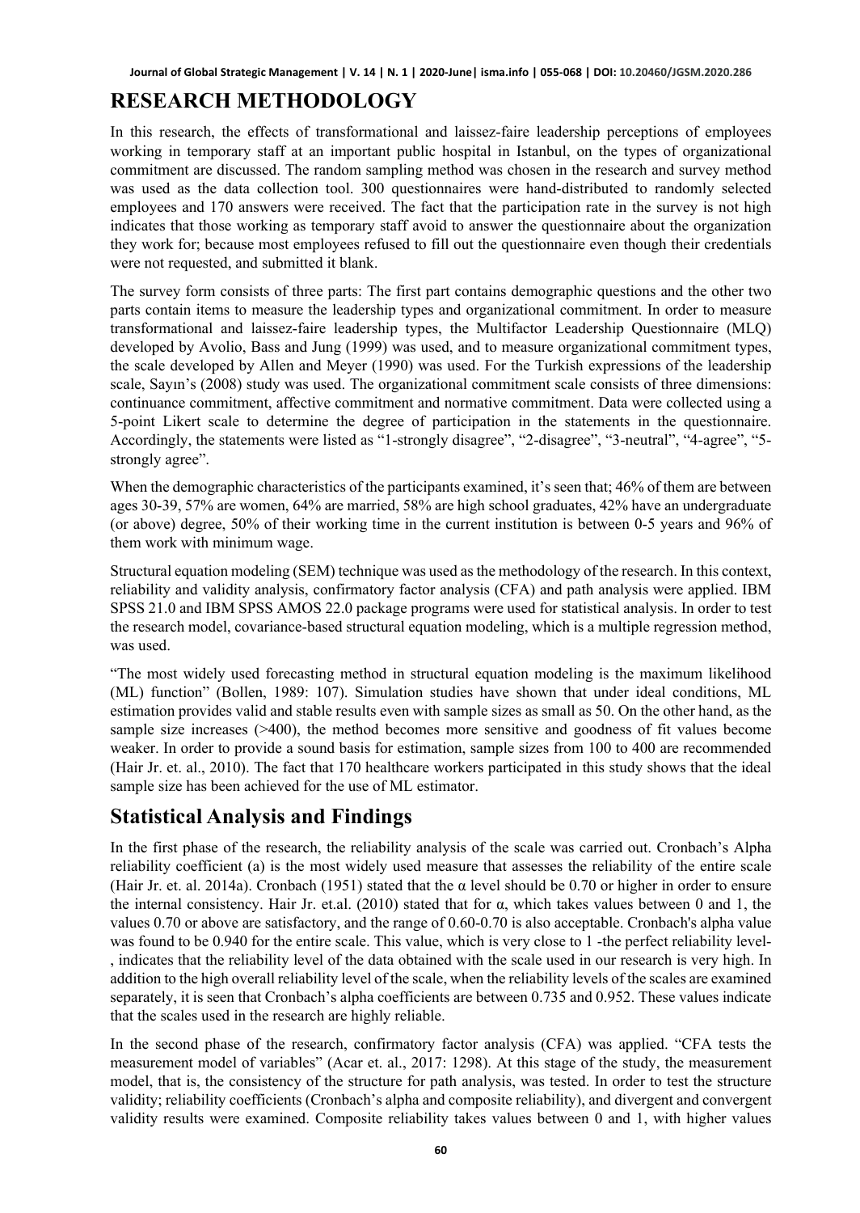# RESEARCH METHODOLOGY

In this research, the effects of transformational and laissez-faire leadership perceptions of employees working in temporary staff at an important public hospital in Istanbul, on the types of organizational commitment are discussed. The random sampling method was chosen in the research and survey method was used as the data collection tool. 300 questionnaires were hand-distributed to randomly selected employees and 170 answers were received. The fact that the participation rate in the survey is not high indicates that those working as temporary staff avoid to answer the questionnaire about the organization they work for; because most employees refused to fill out the questionnaire even though their credentials were not requested, and submitted it blank.

The survey form consists of three parts: The first part contains demographic questions and the other two parts contain items to measure the leadership types and organizational commitment. In order to measure transformational and laissez-faire leadership types, the Multifactor Leadership Questionnaire (MLQ) developed by Avolio, Bass and Jung (1999) was used, and to measure organizational commitment types, the scale developed by Allen and Meyer (1990) was used. For the Turkish expressions of the leadership scale, Sayın's (2008) study was used. The organizational commitment scale consists of three dimensions: continuance commitment, affective commitment and normative commitment. Data were collected using a 5-point Likert scale to determine the degree of participation in the statements in the questionnaire. Accordingly, the statements were listed as "1-strongly disagree", "2-disagree", "3-neutral", "4-agree", "5-strongly agree".

When the demographic characteristics of the participants examined, it's seen that; 46% of them are between ages 30-39, 57% are women, 64% are married, 58% are high school graduates, 42% have an undergraduate (or above) degree, 50% of their working time in the current institution is between 0-5 years and 96% of them work with minimum wage.

Structural equation modeling (SEM) technique was used as the methodology of the research. In this context, reliability and validity analysis, confirmatory factor analysis (CFA) and path analysis were applied. IBM SPSS 21.0 and IBM SPSS AMOS 22.0 package programs were used for statistical analysis. In order to test the research model, covariance-based structural equation modeling, which is a multiple regression method, was used.

"The most widely used forecasting method in structural equation modeling is the maximum likelihood (ML) function" (Bollen, 1989: 107). Simulation studies have shown that under ideal conditions, ML estimation provides valid and stable results even with sample sizes as small as 50. On the other hand, as the sample size increases (>400), the method becomes more sensitive and goodness of fit values become weaker. In order to provide a sound basis for estimation, sample sizes from 100 to 400 are recommended (Hair Jr. et. al., 2010). The fact that 170 healthcare workers participated in this study shows that the ideal sample size has been achieved for the use of ML estimator.

## Statistical Analysis and Findings

In the first phase of the research, the reliability analysis of the scale was carried out. Cronbach's Alpha reliability coefficient (a) is the most widely used measure that assesses the reliability of the entire scale (Hair Jr. et. al. 2014a). Cronbach (1951) stated that the α level should be 0.70 or higher in order to ensure the internal consistency. Hair Jr. et.al. (2010) stated that for α, which takes values between 0 and 1, the values 0.70 or above are satisfactory, and the range of 0.60-0.70 is also acceptable. Cronbach's alpha value was found to be 0.940 for the entire scale. This value, which is very close to 1 -the perfect reliability level-, indicates that the reliability level of the data obtained with the scale used in our research is very high. In addition to the high overall reliability level of the scale, when the reliability levels of the scales are examined separately, it is seen that Cronbach's alpha coefficients are between 0.735 and 0.952. These values indicate that the scales used in the research are highly reliable.

In the second phase of the research, confirmatory factor analysis (CFA) was applied. "CFA tests the measurement model of variables" (Acar et. al., 2017: 1298). At this stage of the study, the measurement model, that is, the consistency of the structure for path analysis, was tested. In order to test the structure validity; reliability coefficients (Cronbach's alpha and composite reliability), and divergent and convergent validity results were examined. Composite reliability takes values between 0 and 1, with higher values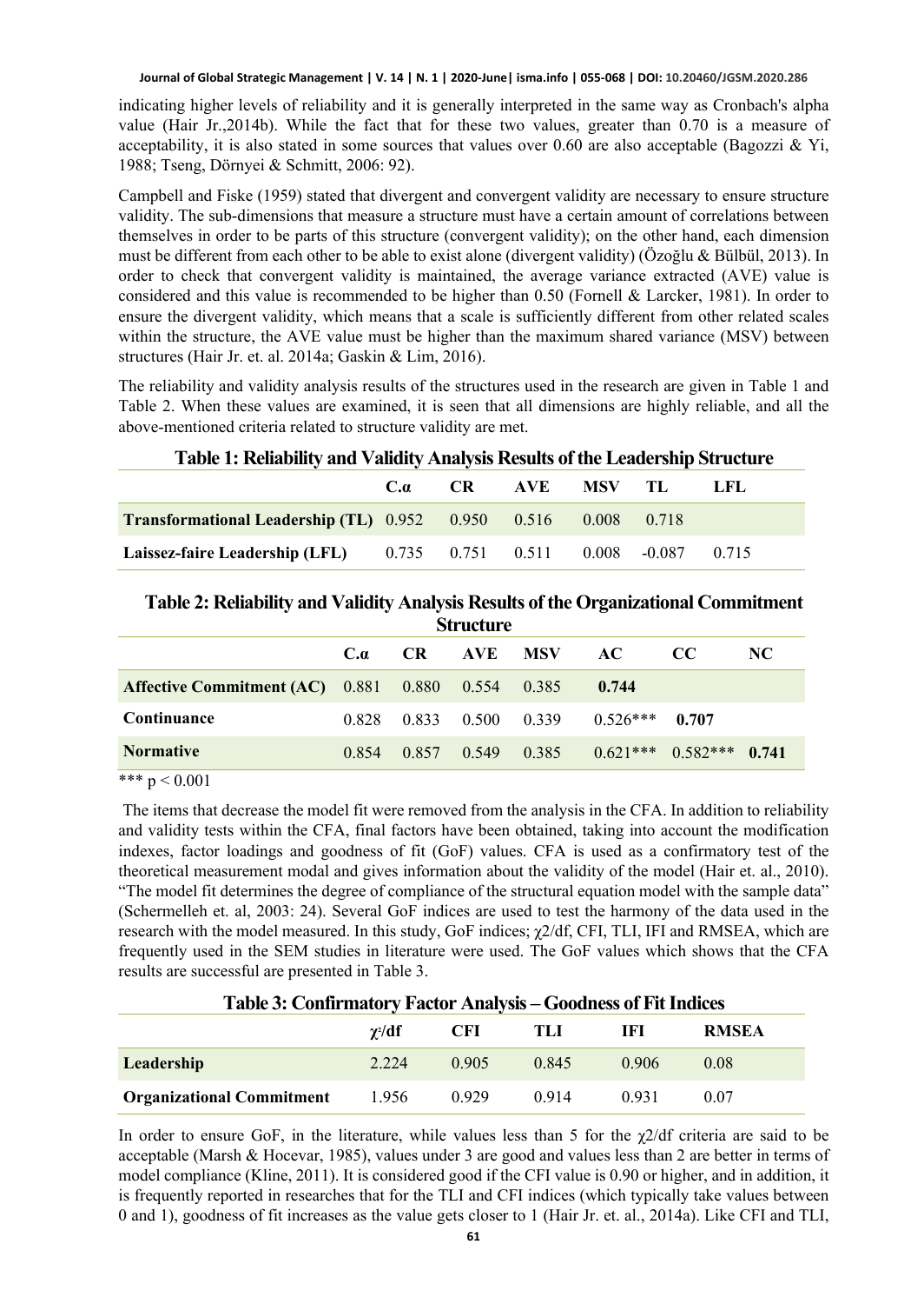indicating higher levels of reliability and it is generally interpreted in the same way as Cronbach's alpha value (Hair Jr.,2014b). While the fact that for these two values, greater than 0.70 is a measure of acceptability, it is also stated in some sources that values over 0.60 are also acceptable (Bagozzi & Yi, 1988; Tseng, Dörnyei & Schmitt, 2006: 92).

Campbell and Fiske (1959) stated that divergent and convergent validity are necessary to ensure structure validity. The sub-dimensions that measure a structure must have a certain amount of correlations between themselves in order to be parts of this structure (convergent validity); on the other hand, each dimension must be different from each other to be able to exist alone (divergent validity) (Özoğlu & Bülbül, 2013). In order to check that convergent validity is maintained, the average variance extracted (AVE) value is considered and this value is recommended to be higher than 0.50 (Fornell & Larcker, 1981). In order to ensure the divergent validity, which means that a scale is sufficiently different from other related scales within the structure, the AVE value must be higher than the maximum shared variance (MSV) between structures (Hair Jr. et. al. 2014a; Gaskin & Lim, 2016).

The reliability and validity analysis results of the structures used in the research are given in Table 1 and Table 2. When these values are examined, it is seen that all dimensions are highly reliable, and all the above-mentioned criteria related to structure validity are met.

**Table 1: Reliability and Validity Analysis Results of the Leadership Structure**

| | C.α | CR | AVE | MSV | TL | LFL |
|---|---|---|---|---|---|---|
| **Transformational Leadership (TL)** | 0.952 | 0.950 | 0.516 | 0.008 | 0.718 | |
| **Laissez-faire Leadership (LFL)** | 0.735 | 0.751 | 0.511 | 0.008 | -0.087 | 0.715 |

**Table 2: Reliability and Validity Analysis Results of the Organizational Commitment Structure**

| | C.α | CR | AVE | MSV | AC | CC | NC |
|---|---|---|---|---|---|---|---|
| **Affective Commitment (AC)** | 0.881 | 0.880 | 0.554 | 0.385 | **0.744** | | |
| **Continuance** | 0.828 | 0.833 | 0.500 | 0.339 | 0.526*** | **0.707** | |
| **Normative** | 0.854 | 0.857 | 0.549 | 0.385 | 0.621*** | 0.582*** | **0.741** |

*** $p < 0.001$

The items that decrease the model fit were removed from the analysis in the CFA. In addition to reliability and validity tests within the CFA, final factors have been obtained, taking into account the modification indexes, factor loadings and goodness of fit (GoF) values. CFA is used as a confirmatory test of the theoretical measurement modal and gives information about the validity of the model (Hair et. al., 2010). "The model fit determines the degree of compliance of the structural equation model with the sample data" (Schermelleh et. al, 2003: 24). Several GoF indices are used to test the harmony of the data used in the research with the model measured. In this study, GoF indices; $\chi^2$/df, CFI, TLI, IFI and RMSEA, which are frequently used in the SEM studies in literature were used. The GoF values which shows that the CFA results are successful are presented in Table 3.

**Table 3: Confirmatory Factor Analysis – Goodness of Fit Indices**

| | $\chi^2$/df | CFI | TLI | IFI | RMSEA |
|---|---|---|---|---|---|
| **Leadership** | 2.224 | 0.905 | 0.845 | 0.906 | 0.08 |
| **Organizational Commitment** | 1.956 | 0.929 | 0.914 | 0.931 | 0.07 |

In order to ensure GoF, in the literature, while values less than 5 for the $\chi^2$/df criteria are said to be acceptable (Marsh & Hocevar, 1985), values under 3 are good and values less than 2 are better in terms of model compliance (Kline, 2011). It is considered good if the CFI value is 0.90 or higher, and in addition, it is frequently reported in researches that for the TLI and CFI indices (which typically take values between 0 and 1), goodness of fit increases as the value gets closer to 1 (Hair Jr. et. al., 2014a). Like CFI and TLI,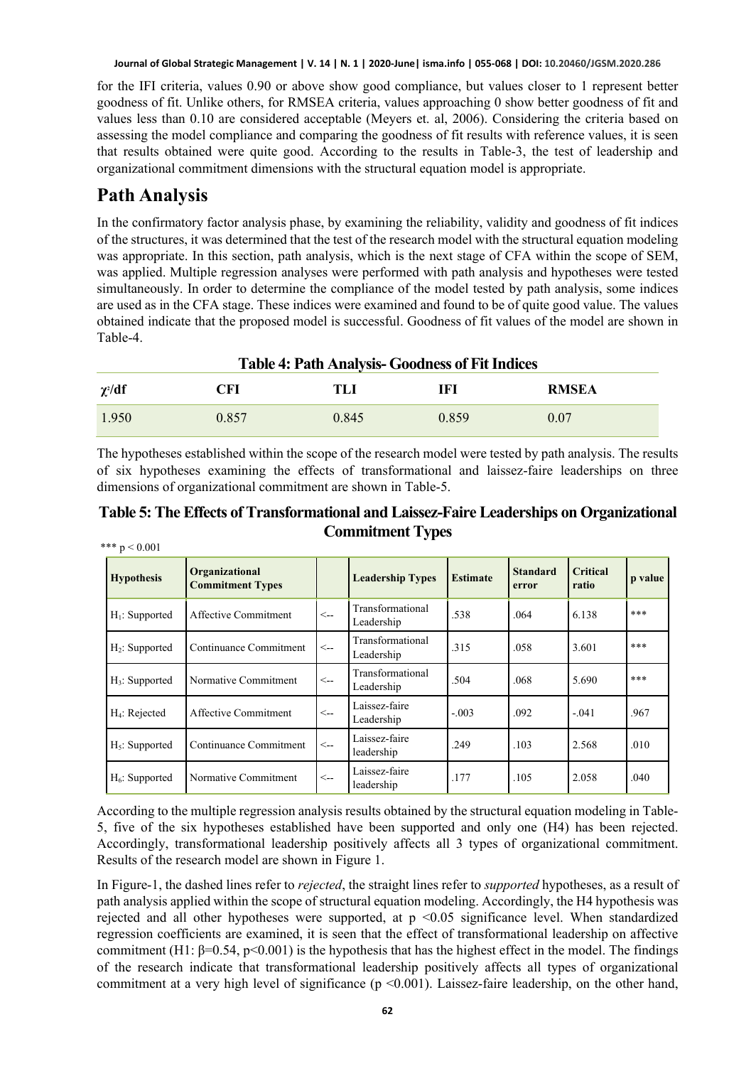for the IFI criteria, values 0.90 or above show good compliance, but values closer to 1 represent better goodness of fit. Unlike others, for RMSEA criteria, values approaching 0 show better goodness of fit and values less than 0.10 are considered acceptable (Meyers et. al, 2006). Considering the criteria based on assessing the model compliance and comparing the goodness of fit results with reference values, it is seen that results obtained were quite good. According to the results in Table-3, the test of leadership and organizational commitment dimensions with the structural equation model is appropriate.

# Path Analysis

In the confirmatory factor analysis phase, by examining the reliability, validity and goodness of fit indices of the structures, it was determined that the test of the research model with the structural equation modeling was appropriate. In this section, path analysis, which is the next stage of CFA within the scope of SEM, was applied. Multiple regression analyses were performed with path analysis and hypotheses were tested simultaneously. In order to determine the compliance of the model tested by path analysis, some indices are used as in the CFA stage. These indices were examined and found to be of quite good value. The values obtained indicate that the proposed model is successful. Goodness of fit values of the model are shown in Table-4.

**Table 4: Path Analysis- Goodness of Fit Indices**

| $\chi^2$/df | CFI | TLI | IFI | RMSEA |
|---|---|---|---|---|
| 1.950 | 0.857 | 0.845 | 0.859 | 0.07 |

The hypotheses established within the scope of the research model were tested by path analysis. The results of six hypotheses examining the effects of transformational and laissez-faire leaderships on three dimensions of organizational commitment are shown in Table-5.

**Table 5: The Effects of Transformational and Laissez-Faire Leaderships on Organizational Commitment Types**

*** $p < 0.001$

| Hypothesis | Organizational Commitment Types | | Leadership Types | Estimate | Standard error | Critical ratio | p value |
|---|---|---|---|---|---|---|---|
| $H_1$: Supported | Affective Commitment | <-- | Transformational Leadership | .538 | .064 | 6.138 | *** |
| $H_2$: Supported | Continuance Commitment | <-- | Transformational Leadership | .315 | .058 | 3.601 | *** |
| $H_3$: Supported | Normative Commitment | <-- | Transformational Leadership | .504 | .068 | 5.690 | *** |
| $H_4$: Rejected | Affective Commitment | <-- | Laissez-faire Leadership | -.003 | .092 | -.041 | .967 |
| $H_5$: Supported | Continuance Commitment | <-- | Laissez-faire leadership | .249 | .103 | 2.568 | .010 |
| $H_6$: Supported | Normative Commitment | <-- | Laissez-faire leadership | .177 | .105 | 2.058 | .040 |

According to the multiple regression analysis results obtained by the structural equation modeling in Table-5, five of the six hypotheses established have been supported and only one (H4) has been rejected. Accordingly, transformational leadership positively affects all 3 types of organizational commitment. Results of the research model are shown in Figure 1.

In Figure-1, the dashed lines refer to *rejected*, the straight lines refer to *supported* hypotheses, as a result of path analysis applied within the scope of structural equation modeling. Accordingly, the H4 hypothesis was rejected and all other hypotheses were supported, at $p < 0.05$ significance level. When standardized regression coefficients are examined, it is seen that the effect of transformational leadership on affective commitment (H1: $\beta=0.54$, $p<0.001$) is the hypothesis that has the highest effect in the model. The findings of the research indicate that transformational leadership positively affects all types of organizational commitment at a very high level of significance ($p < 0.001$). Laissez-faire leadership, on the other hand,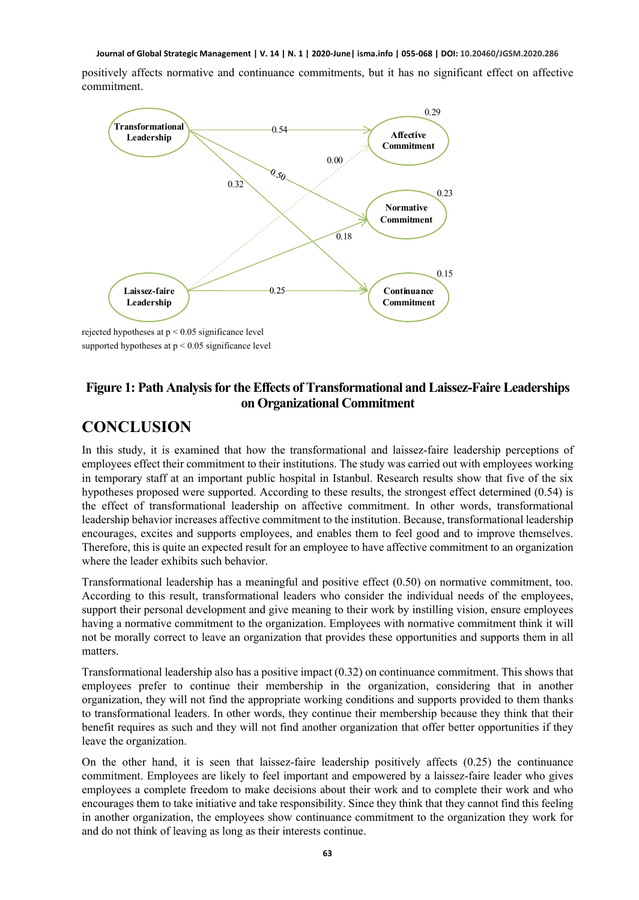positively affects normative and continuance commitments, but it has no significant effect on affective commitment.

rejected hypotheses at $p < 0.05$ significance level
supported hypotheses at $p < 0.05$ significance level

**Figure 1: Path Analysis for the Effects of Transformational and Laissez-Faire Leaderships on Organizational Commitment**

## CONCLUSION

In this study, it is examined that how the transformational and laissez-faire leadership perceptions of employees effect their commitment to their institutions. The study was carried out with employees working in temporary staff at an important public hospital in Istanbul. Research results show that five of the six hypotheses proposed were supported. According to these results, the strongest effect determined (0.54) is the effect of transformational leadership on affective commitment. In other words, transformational leadership behavior increases affective commitment to the institution. Because, transformational leadership encourages, excites and supports employees, and enables them to feel good and to improve themselves. Therefore, this is quite an expected result for an employee to have affective commitment to an organization where the leader exhibits such behavior.

Transformational leadership has a meaningful and positive effect (0.50) on normative commitment, too. According to this result, transformational leaders who consider the individual needs of the employees, support their personal development and give meaning to their work by instilling vision, ensure employees having a normative commitment to the organization. Employees with normative commitment think it will not be morally correct to leave an organization that provides these opportunities and supports them in all matters.

Transformational leadership also has a positive impact (0.32) on continuance commitment. This shows that employees prefer to continue their membership in the organization, considering that in another organization, they will not find the appropriate working conditions and supports provided to them thanks to transformational leaders. In other words, they continue their membership because they think that their benefit requires as such and they will not find another organization that offer better opportunities if they leave the organization.

On the other hand, it is seen that laissez-faire leadership positively affects (0.25) the continuance commitment. Employees are likely to feel important and empowered by a laissez-faire leader who gives employees a complete freedom to make decisions about their work and to complete their work and who encourages them to take initiative and take responsibility. Since they think that they cannot find this feeling in another organization, the employees show continuance commitment to the organization they work for and do not think of leaving as long as their interests continue.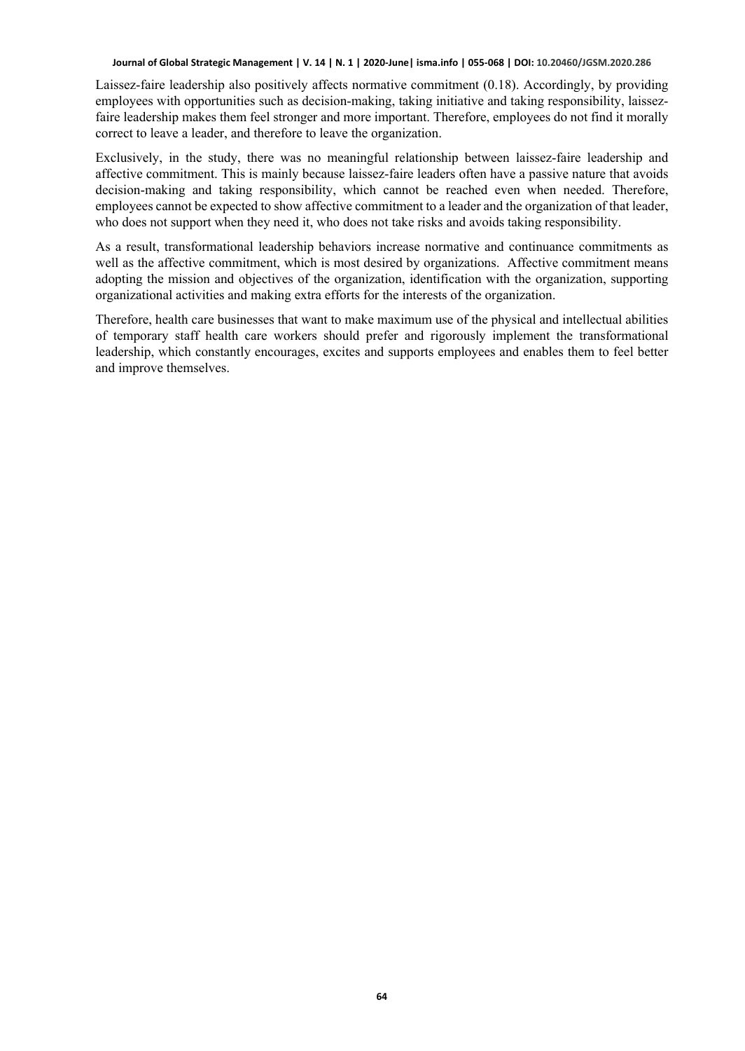Laissez-faire leadership also positively affects normative commitment (0.18). Accordingly, by providing employees with opportunities such as decision-making, taking initiative and taking responsibility, laissez-faire leadership makes them feel stronger and more important. Therefore, employees do not find it morally correct to leave a leader, and therefore to leave the organization.

Exclusively, in the study, there was no meaningful relationship between laissez-faire leadership and affective commitment. This is mainly because laissez-faire leaders often have a passive nature that avoids decision-making and taking responsibility, which cannot be reached even when needed. Therefore, employees cannot be expected to show affective commitment to a leader and the organization of that leader, who does not support when they need it, who does not take risks and avoids taking responsibility.

As a result, transformational leadership behaviors increase normative and continuance commitments as well as the affective commitment, which is most desired by organizations. Affective commitment means adopting the mission and objectives of the organization, identification with the organization, supporting organizational activities and making extra efforts for the interests of the organization.

Therefore, health care businesses that want to make maximum use of the physical and intellectual abilities of temporary staff health care workers should prefer and rigorously implement the transformational leadership, which constantly encourages, excites and supports employees and enables them to feel better and improve themselves.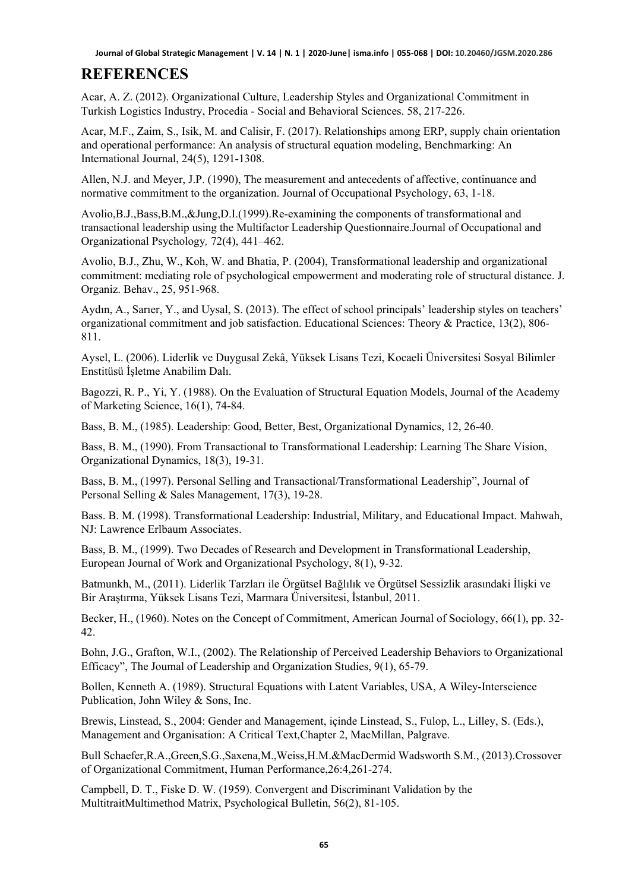## REFERENCES

Acar, A. Z. (2012). Organizational Culture, Leadership Styles and Organizational Commitment in Turkish Logistics Industry, Procedia - Social and Behavioral Sciences. 58, 217-226.

Acar, M.F., Zaim, S., Isik, M. and Calisir, F. (2017). Relationships among ERP, supply chain orientation and operational performance: An analysis of structural equation modeling, Benchmarking: An International Journal, 24(5), 1291-1308.

Allen, N.J. and Meyer, J.P. (1990), The measurement and antecedents of affective, continuance and normative commitment to the organization. Journal of Occupational Psychology, 63, 1-18.

Avolio,B.J.,Bass,B.M.,&Jung,D.I.(1999).Re-examining the components of transformational and transactional leadership using the Multifactor Leadership Questionnaire.Journal of Occupational and Organizational Psychology*,* 72(4), 441–462.

Avolio, B.J., Zhu, W., Koh, W. and Bhatia, P. (2004), Transformational leadership and organizational commitment: mediating role of psychological empowerment and moderating role of structural distance. J. Organiz. Behav., 25, 951-968.

Aydın, A., Sarıer, Y., and Uysal, S. (2013). The effect of school principals' leadership styles on teachers' organizational commitment and job satisfaction. Educational Sciences: Theory & Practice, 13(2), 806-811.

Aysel, L. (2006). Liderlik ve Duygusal Zekâ, Yüksek Lisans Tezi, Kocaeli Üniversitesi Sosyal Bilimler Enstitüsü İşletme Anabilim Dalı.

Bagozzi, R. P., Yi, Y. (1988). On the Evaluation of Structural Equation Models, Journal of the Academy of Marketing Science, 16(1), 74-84.

Bass, B. M., (1985). Leadership: Good, Better, Best, Organizational Dynamics, 12, 26-40.

Bass, B. M., (1990). From Transactional to Transformational Leadership: Learning The Share Vision, Organizational Dynamics, 18(3), 19-31.

Bass, B. M., (1997). Personal Selling and Transactional/Transformational Leadership", Journal of Personal Selling & Sales Management, 17(3), 19-28.

Bass. B. M. (1998). Transformational Leadership: Industrial, Military, and Educational Impact. Mahwah, NJ: Lawrence Erlbaum Associates.

Bass, B. M., (1999). Two Decades of Research and Development in Transformational Leadership, European Journal of Work and Organizational Psychology, 8(1), 9-32.

Batmunkh, M., (2011). Liderlik Tarzları ile Örgütsel Bağlılık ve Örgütsel Sessizlik arasındaki İlişki ve Bir Araştırma, Yüksek Lisans Tezi, Marmara Üniversitesi, İstanbul, 2011.

Becker, H., (1960). Notes on the Concept of Commitment, American Journal of Sociology, 66(1), pp. 32-42.

Bohn, J.G., Grafton, W.I., (2002). The Relationship of Perceived Leadership Behaviors to Organizational Efficacy", The Joumal of Leadership and Organization Studies, 9(1), 65-79.

Bollen, Kenneth A. (1989). Structural Equations with Latent Variables, USA, A Wiley-Interscience Publication, John Wiley & Sons, Inc.

Brewis, Linstead, S., 2004: Gender and Management, içinde Linstead, S., Fulop, L., Lilley, S. (Eds.), Management and Organisation: A Critical Text,Chapter 2, MacMillan, Palgrave.

Bull Schaefer,R.A.,Green,S.G.,Saxena,M.,Weiss,H.M.&MacDermid Wadsworth S.M., (2013).Crossover of Organizational Commitment, Human Performance,26:4,261-274.

Campbell, D. T., Fiske D. W. (1959). Convergent and Discriminant Validation by the MultitraitMultimethod Matrix, Psychological Bulletin, 56(2), 81-105.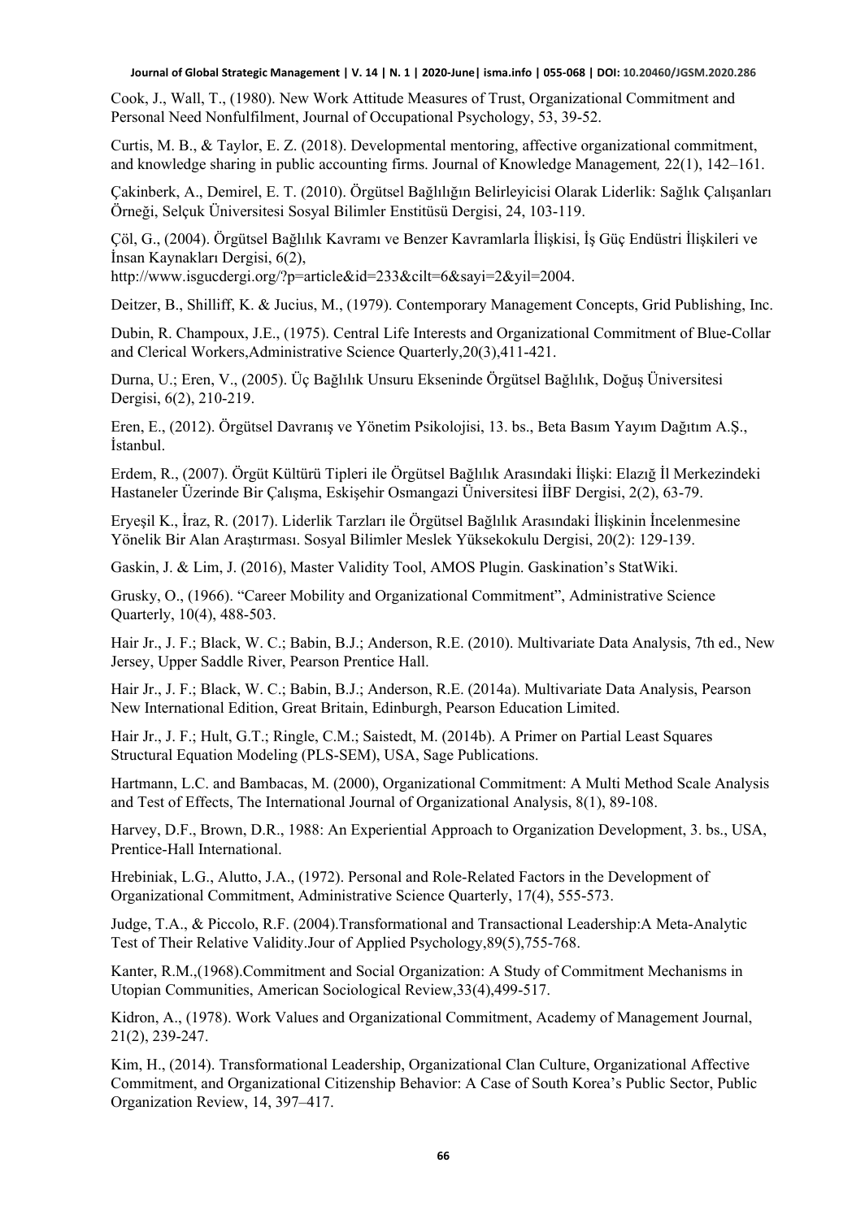Cook, J., Wall, T., (1980). New Work Attitude Measures of Trust, Organizational Commitment and Personal Need Nonfulfilment, Journal of Occupational Psychology, 53, 39-52.

Curtis, M. B., & Taylor, E. Z. (2018). Developmental mentoring, affective organizational commitment, and knowledge sharing in public accounting firms. Journal of Knowledge Management*,* 22(1), 142–161.

Çakinberk, A., Demirel, E. T. (2010). Örgütsel Bağlılığın Belirleyicisi Olarak Liderlik: Sağlık Çalışanları Örneği, Selçuk Üniversitesi Sosyal Bilimler Enstitüsü Dergisi, 24, 103-119.

Çöl, G., (2004). Örgütsel Bağlılık Kavramı ve Benzer Kavramlarla İlişkisi, İş Güç Endüstri İlişkileri ve İnsan Kaynakları Dergisi, 6(2), http://www.isgucdergi.org/?p=article&id=233&cilt=6&sayi=2&yil=2004.

Deitzer, B., Shilliff, K. & Jucius, M., (1979). Contemporary Management Concepts, Grid Publishing, Inc.

Dubin, R. Champoux, J.E., (1975). Central Life Interests and Organizational Commitment of Blue-Collar and Clerical Workers,Administrative Science Quarterly,20(3),411-421.

Durna, U.; Eren, V., (2005). Üç Bağlılık Unsuru Ekseninde Örgütsel Bağlılık, Doğuş Üniversitesi Dergisi, 6(2), 210-219.

Eren, E., (2012). Örgütsel Davranış ve Yönetim Psikolojisi, 13. bs., Beta Basım Yayım Dağıtım A.Ş., İstanbul.

Erdem, R., (2007). Örgüt Kültürü Tipleri ile Örgütsel Bağlılık Arasındaki İlişki: Elazığ İl Merkezindeki Hastaneler Üzerinde Bir Çalışma, Eskişehir Osmangazi Üniversitesi İİBF Dergisi, 2(2), 63-79.

Eryeşil K., İraz, R. (2017). Liderlik Tarzları ile Örgütsel Bağlılık Arasındaki İlişkinin İncelenmesine Yönelik Bir Alan Araştırması. Sosyal Bilimler Meslek Yüksekokulu Dergisi, 20(2): 129-139.

Gaskin, J. & Lim, J. (2016), Master Validity Tool, AMOS Plugin. Gaskination's StatWiki.

Grusky, O., (1966). "Career Mobility and Organizational Commitment", Administrative Science Quarterly, 10(4), 488-503.

Hair Jr., J. F.; Black, W. C.; Babin, B.J.; Anderson, R.E. (2010). Multivariate Data Analysis, 7th ed., New Jersey, Upper Saddle River, Pearson Prentice Hall.

Hair Jr., J. F.; Black, W. C.; Babin, B.J.; Anderson, R.E. (2014a). Multivariate Data Analysis, Pearson New International Edition, Great Britain, Edinburgh, Pearson Education Limited.

Hair Jr., J. F.; Hult, G.T.; Ringle, C.M.; Saistedt, M. (2014b). A Primer on Partial Least Squares Structural Equation Modeling (PLS-SEM), USA, Sage Publications.

Hartmann, L.C. and Bambacas, M. (2000), Organizational Commitment: A Multi Method Scale Analysis and Test of Effects, The International Journal of Organizational Analysis, 8(1), 89-108.

Harvey, D.F., Brown, D.R., 1988: An Experiential Approach to Organization Development, 3. bs., USA, Prentice-Hall International.

Hrebiniak, L.G., Alutto, J.A., (1972). Personal and Role-Related Factors in the Development of Organizational Commitment, Administrative Science Quarterly, 17(4), 555-573.

Judge, T.A., & Piccolo, R.F. (2004).Transformational and Transactional Leadership:A Meta-Analytic Test of Their Relative Validity.Jour of Applied Psychology,89(5),755-768.

Kanter, R.M.,(1968).Commitment and Social Organization: A Study of Commitment Mechanisms in Utopian Communities, American Sociological Review,33(4),499-517.

Kidron, A., (1978). Work Values and Organizational Commitment, Academy of Management Journal, 21(2), 239-247.

Kim, H., (2014). Transformational Leadership, Organizational Clan Culture, Organizational Affective Commitment, and Organizational Citizenship Behavior: A Case of South Korea's Public Sector, Public Organization Review, 14, 397–417.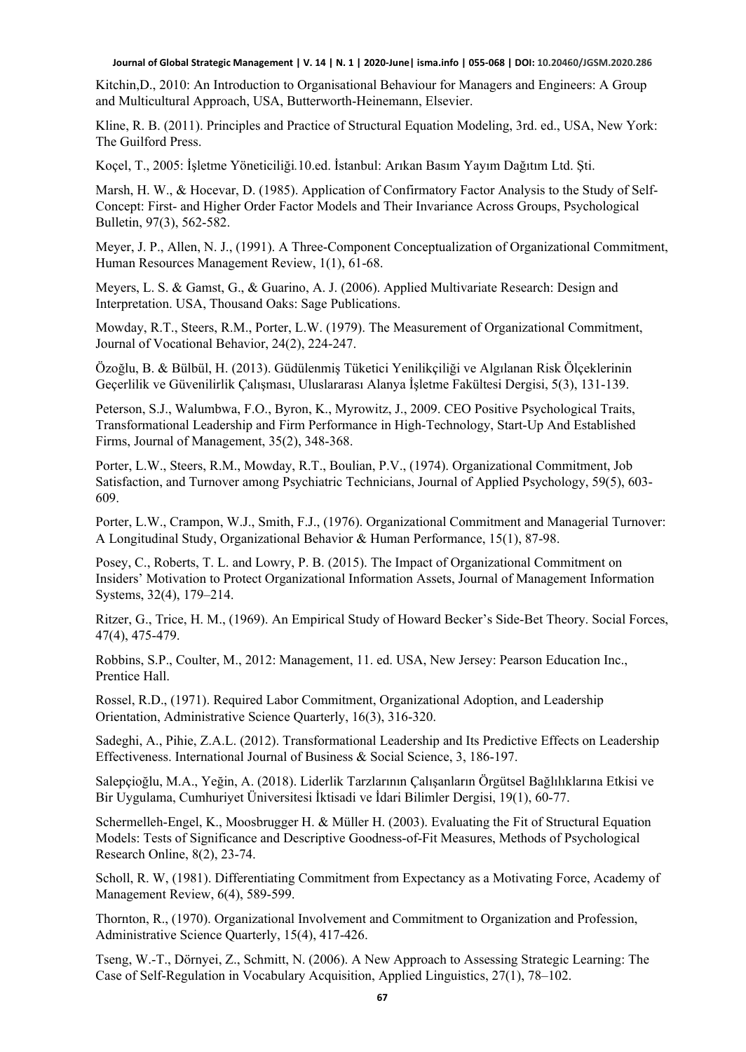Kitchin,D., 2010: An Introduction to Organisational Behaviour for Managers and Engineers: A Group and Multicultural Approach, USA, Butterworth-Heinemann, Elsevier.

Kline, R. B. (2011). Principles and Practice of Structural Equation Modeling, 3rd. ed., USA, New York: The Guilford Press.

Koçel, T., 2005: İşletme Yöneticiliği.10.ed. İstanbul: Arıkan Basım Yayım Dağıtım Ltd. Şti.

Marsh, H. W., & Hocevar, D. (1985). Application of Confirmatory Factor Analysis to the Study of Self-Concept: First- and Higher Order Factor Models and Their Invariance Across Groups, Psychological Bulletin, 97(3), 562-582.

Meyer, J. P., Allen, N. J., (1991). A Three-Component Conceptualization of Organizational Commitment, Human Resources Management Review, 1(1), 61-68.

Meyers, L. S. & Gamst, G., & Guarino, A. J. (2006). Applied Multivariate Research: Design and Interpretation. USA, Thousand Oaks: Sage Publications.

Mowday, R.T., Steers, R.M., Porter, L.W. (1979). The Measurement of Organizational Commitment, Journal of Vocational Behavior, 24(2), 224-247.

Özoğlu, B. & Bülbül, H. (2013). Güdülenmiş Tüketici Yenilikçiliği ve Algılanan Risk Ölçeklerinin Geçerlilik ve Güvenilirlik Çalışması, Uluslararası Alanya İşletme Fakültesi Dergisi, 5(3), 131-139.

Peterson, S.J., Walumbwa, F.O., Byron, K., Myrowitz, J., 2009. CEO Positive Psychological Traits, Transformational Leadership and Firm Performance in High-Technology, Start-Up And Established Firms, Journal of Management, 35(2), 348-368.

Porter, L.W., Steers, R.M., Mowday, R.T., Boulian, P.V., (1974). Organizational Commitment, Job Satisfaction, and Turnover among Psychiatric Technicians, Journal of Applied Psychology, 59(5), 603-609.

Porter, L.W., Crampon, W.J., Smith, F.J., (1976). Organizational Commitment and Managerial Turnover: A Longitudinal Study, Organizational Behavior & Human Performance, 15(1), 87-98.

Posey, C., Roberts, T. L. and Lowry, P. B. (2015). The Impact of Organizational Commitment on Insiders' Motivation to Protect Organizational Information Assets, Journal of Management Information Systems, 32(4), 179–214.

Ritzer, G., Trice, H. M., (1969). An Empirical Study of Howard Becker's Side-Bet Theory. Social Forces, 47(4), 475-479.

Robbins, S.P., Coulter, M., 2012: Management, 11. ed. USA, New Jersey: Pearson Education Inc., Prentice Hall.

Rossel, R.D., (1971). Required Labor Commitment, Organizational Adoption, and Leadership Orientation, Administrative Science Quarterly, 16(3), 316-320.

Sadeghi, A., Pihie, Z.A.L. (2012). Transformational Leadership and Its Predictive Effects on Leadership Effectiveness. International Journal of Business & Social Science, 3, 186-197.

Salepçioğlu, M.A., Yeğin, A. (2018). Liderlik Tarzlarının Çalışanların Örgütsel Bağlılıklarına Etkisi ve Bir Uygulama, Cumhuriyet Üniversitesi İktisadi ve İdari Bilimler Dergisi, 19(1), 60-77.

Schermelleh-Engel, K., Moosbrugger H. & Müller H. (2003). Evaluating the Fit of Structural Equation Models: Tests of Significance and Descriptive Goodness-of-Fit Measures, Methods of Psychological Research Online, 8(2), 23-74.

Scholl, R. W, (1981). Differentiating Commitment from Expectancy as a Motivating Force, Academy of Management Review, 6(4), 589-599.

Thornton, R., (1970). Organizational Involvement and Commitment to Organization and Profession, Administrative Science Quarterly, 15(4), 417-426.

Tseng, W.-T., Dörnyei, Z., Schmitt, N. (2006). A New Approach to Assessing Strategic Learning: The Case of Self-Regulation in Vocabulary Acquisition, Applied Linguistics, 27(1), 78–102.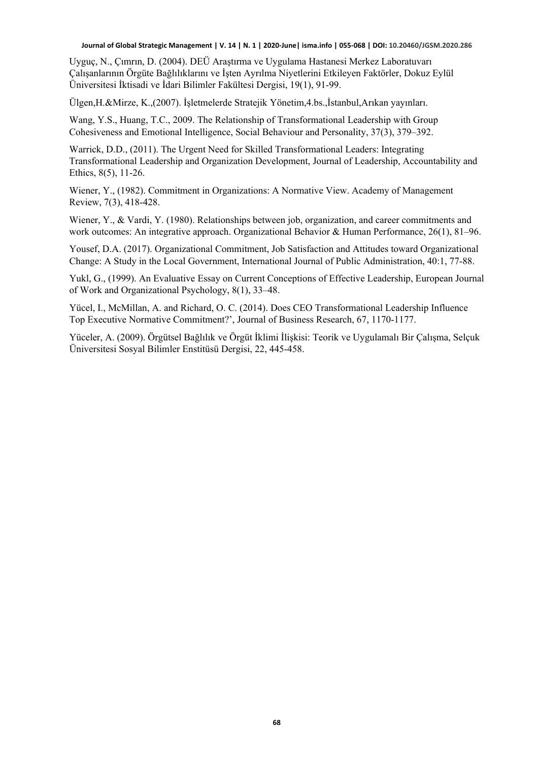Uyguç, N., Çımrın, D. (2004). DEÜ Araştırma ve Uygulama Hastanesi Merkez Laboratuvarı Çalışanlarının Örgüte Bağlılıklarını ve İşten Ayrılma Niyetlerini Etkileyen Faktörler, Dokuz Eylül Üniversitesi İktisadi ve İdari Bilimler Fakültesi Dergisi, 19(1), 91-99.

Ülgen,H.&Mirze, K.,(2007). İşletmelerde Stratejik Yönetim,4.bs.,İstanbul,Arıkan yayınları.

Wang, Y.S., Huang, T.C., 2009. The Relationship of Transformational Leadership with Group Cohesiveness and Emotional Intelligence, Social Behaviour and Personality, 37(3), 379–392.

Warrick, D.D., (2011). The Urgent Need for Skilled Transformational Leaders: Integrating Transformational Leadership and Organization Development, Journal of Leadership, Accountability and Ethics, 8(5), 11-26.

Wiener, Y., (1982). Commitment in Organizations: A Normative View. Academy of Management Review, 7(3), 418-428.

Wiener, Y., & Vardi, Y. (1980). Relationships between job, organization, and career commitments and work outcomes: An integrative approach. Organizational Behavior & Human Performance, 26(1), 81–96.

Yousef, D.A. (2017). Organizational Commitment, Job Satisfaction and Attitudes toward Organizational Change: A Study in the Local Government, International Journal of Public Administration, 40:1, 77-88.

Yukl, G., (1999). An Evaluative Essay on Current Conceptions of Effective Leadership, European Journal of Work and Organizational Psychology, 8(1), 33–48.

Yücel, I., McMillan, A. and Richard, O. C. (2014). Does CEO Transformational Leadership Influence Top Executive Normative Commitment?', Journal of Business Research, 67, 1170-1177.

Yüceler, A. (2009). Örgütsel Bağlılık ve Örgüt İklimi İlişkisi: Teorik ve Uygulamalı Bir Çalışma, Selçuk Üniversitesi Sosyal Bilimler Enstitüsü Dergisi, 22, 445-458.